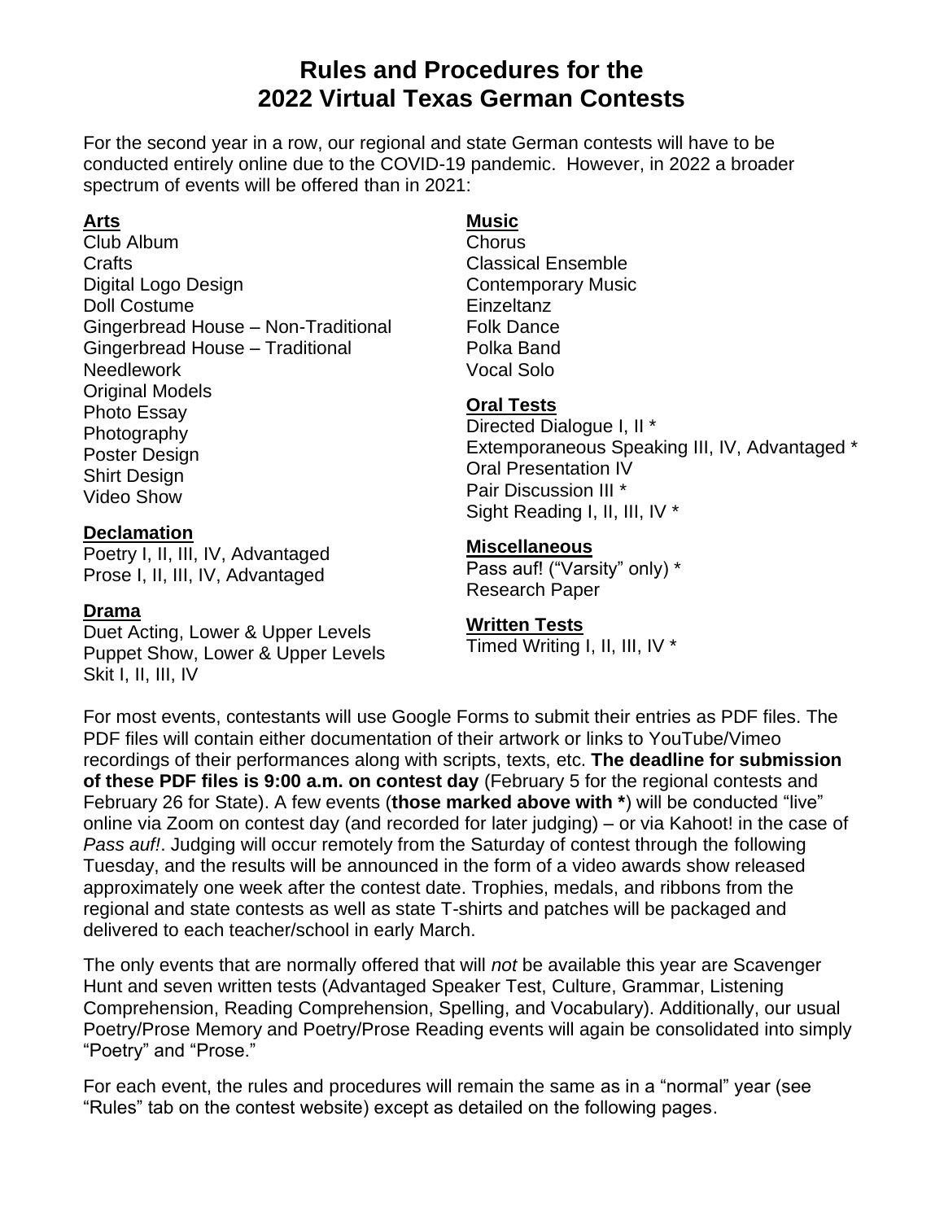# Rules and Procedures for the 2022 Virtual Texas German Contests

For the second year in a row, our regional and state German contests will have to be conducted entirely online due to the COVID-19 pandemic. However, in 2022 a broader spectrum of events will be offered than in 2021:

**Arts**

Club Album
Crafts
Digital Logo Design
Doll Costume
Gingerbread House – Non-Traditional
Gingerbread House – Traditional
Needlework
Original Models
Photo Essay
Photography
Poster Design
Shirt Design
Video Show

**Declamation**

Poetry I, II, III, IV, Advantaged
Prose I, II, III, IV, Advantaged

**Drama**

Duet Acting, Lower & Upper Levels
Puppet Show, Lower & Upper Levels
Skit I, II, III, IV

**Music**

Chorus
Classical Ensemble
Contemporary Music
Einzeltanz
Folk Dance
Polka Band
Vocal Solo

**Oral Tests**

Directed Dialogue I, II *
Extemporaneous Speaking III, IV, Advantaged *
Oral Presentation IV
Pair Discussion III *
Sight Reading I, II, III, IV *

**Miscellaneous**

Pass auf! ("Varsity" only) *
Research Paper

**Written Tests**

Timed Writing I, II, III, IV *

For most events, contestants will use Google Forms to submit their entries as PDF files. The PDF files will contain either documentation of their artwork or links to YouTube/Vimeo recordings of their performances along with scripts, texts, etc. **The deadline for submission of these PDF files is 9:00 a.m. on contest day** (February 5 for the regional contests and February 26 for State). A few events (**those marked above with ***) will be conducted "live" online via Zoom on contest day (and recorded for later judging) – or via Kahoot! in the case of *Pass auf!*. Judging will occur remotely from the Saturday of contest through the following Tuesday, and the results will be announced in the form of a video awards show released approximately one week after the contest date. Trophies, medals, and ribbons from the regional and state contests as well as state T-shirts and patches will be packaged and delivered to each teacher/school in early March.

The only events that are normally offered that will *not* be available this year are Scavenger Hunt and seven written tests (Advantaged Speaker Test, Culture, Grammar, Listening Comprehension, Reading Comprehension, Spelling, and Vocabulary). Additionally, our usual Poetry/Prose Memory and Poetry/Prose Reading events will again be consolidated into simply "Poetry" and "Prose."

For each event, the rules and procedures will remain the same as in a "normal" year (see "Rules" tab on the contest website) except as detailed on the following pages.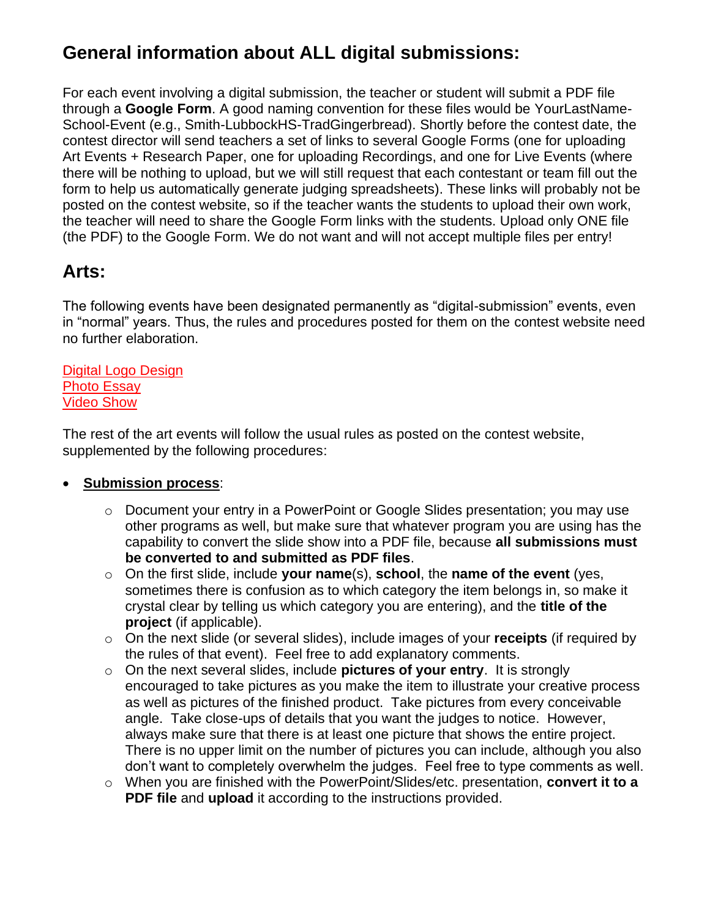## General information about ALL digital submissions:

For each event involving a digital submission, the teacher or student will submit a PDF file through a **Google Form**. A good naming convention for these files would be YourLastName-School-Event (e.g., Smith-LubbockHS-TradGingerbread). Shortly before the contest date, the contest director will send teachers a set of links to several Google Forms (one for uploading Art Events + Research Paper, one for uploading Recordings, and one for Live Events (where there will be nothing to upload, but we will still request that each contestant or team fill out the form to help us automatically generate judging spreadsheets). These links will probably not be posted on the contest website, so if the teacher wants the students to upload their own work, the teacher will need to share the Google Form links with the students. Upload only ONE file (the PDF) to the Google Form. We do not want and will not accept multiple files per entry!

## Arts:

The following events have been designated permanently as "digital-submission" events, even in "normal" years. Thus, the rules and procedures posted for them on the contest website need no further elaboration.

Digital Logo Design
Photo Essay
Video Show

The rest of the art events will follow the usual rules as posted on the contest website, supplemented by the following procedures:

- **Submission process**:
  - Document your entry in a PowerPoint or Google Slides presentation; you may use other programs as well, but make sure that whatever program you are using has the capability to convert the slide show into a PDF file, because **all submissions must be converted to and submitted as PDF files**.
  - On the first slide, include **your name**(s), **school**, the **name of the event** (yes, sometimes there is confusion as to which category the item belongs in, so make it crystal clear by telling us which category you are entering), and the **title of the project** (if applicable).
  - On the next slide (or several slides), include images of your **receipts** (if required by the rules of that event). Feel free to add explanatory comments.
  - On the next several slides, include **pictures of your entry**. It is strongly encouraged to take pictures as you make the item to illustrate your creative process as well as pictures of the finished product. Take pictures from every conceivable angle. Take close-ups of details that you want the judges to notice. However, always make sure that there is at least one picture that shows the entire project. There is no upper limit on the number of pictures you can include, although you also don't want to completely overwhelm the judges. Feel free to type comments as well.
  - When you are finished with the PowerPoint/Slides/etc. presentation, **convert it to a PDF file** and **upload** it according to the instructions provided.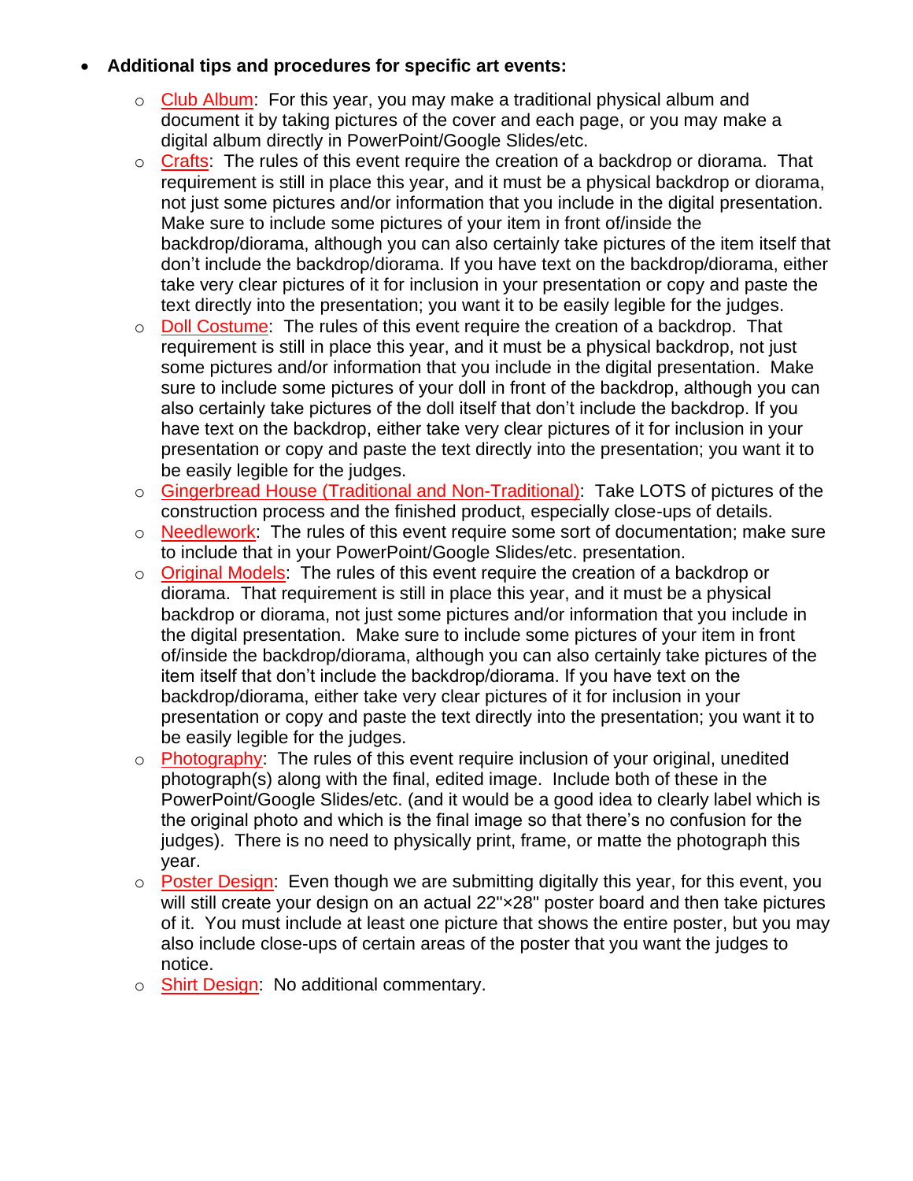- **Additional tips and procedures for specific art events:**
  - Club Album: For this year, you may make a traditional physical album and document it by taking pictures of the cover and each page, or you may make a digital album directly in PowerPoint/Google Slides/etc.
  - Crafts: The rules of this event require the creation of a backdrop or diorama. That requirement is still in place this year, and it must be a physical backdrop or diorama, not just some pictures and/or information that you include in the digital presentation. Make sure to include some pictures of your item in front of/inside the backdrop/diorama, although you can also certainly take pictures of the item itself that don't include the backdrop/diorama. If you have text on the backdrop/diorama, either take very clear pictures of it for inclusion in your presentation or copy and paste the text directly into the presentation; you want it to be easily legible for the judges.
  - Doll Costume: The rules of this event require the creation of a backdrop. That requirement is still in place this year, and it must be a physical backdrop, not just some pictures and/or information that you include in the digital presentation. Make sure to include some pictures of your doll in front of the backdrop, although you can also certainly take pictures of the doll itself that don't include the backdrop. If you have text on the backdrop, either take very clear pictures of it for inclusion in your presentation or copy and paste the text directly into the presentation; you want it to be easily legible for the judges.
  - Gingerbread House (Traditional and Non-Traditional): Take LOTS of pictures of the construction process and the finished product, especially close-ups of details.
  - Needlework: The rules of this event require some sort of documentation; make sure to include that in your PowerPoint/Google Slides/etc. presentation.
  - Original Models: The rules of this event require the creation of a backdrop or diorama. That requirement is still in place this year, and it must be a physical backdrop or diorama, not just some pictures and/or information that you include in the digital presentation. Make sure to include some pictures of your item in front of/inside the backdrop/diorama, although you can also certainly take pictures of the item itself that don't include the backdrop/diorama. If you have text on the backdrop/diorama, either take very clear pictures of it for inclusion in your presentation or copy and paste the text directly into the presentation; you want it to be easily legible for the judges.
  - Photography: The rules of this event require inclusion of your original, unedited photograph(s) along with the final, edited image. Include both of these in the PowerPoint/Google Slides/etc. (and it would be a good idea to clearly label which is the original photo and which is the final image so that there's no confusion for the judges). There is no need to physically print, frame, or matte the photograph this year.
  - Poster Design: Even though we are submitting digitally this year, for this event, you will still create your design on an actual 22"×28" poster board and then take pictures of it. You must include at least one picture that shows the entire poster, but you may also include close-ups of certain areas of the poster that you want the judges to notice.
  - Shirt Design: No additional commentary.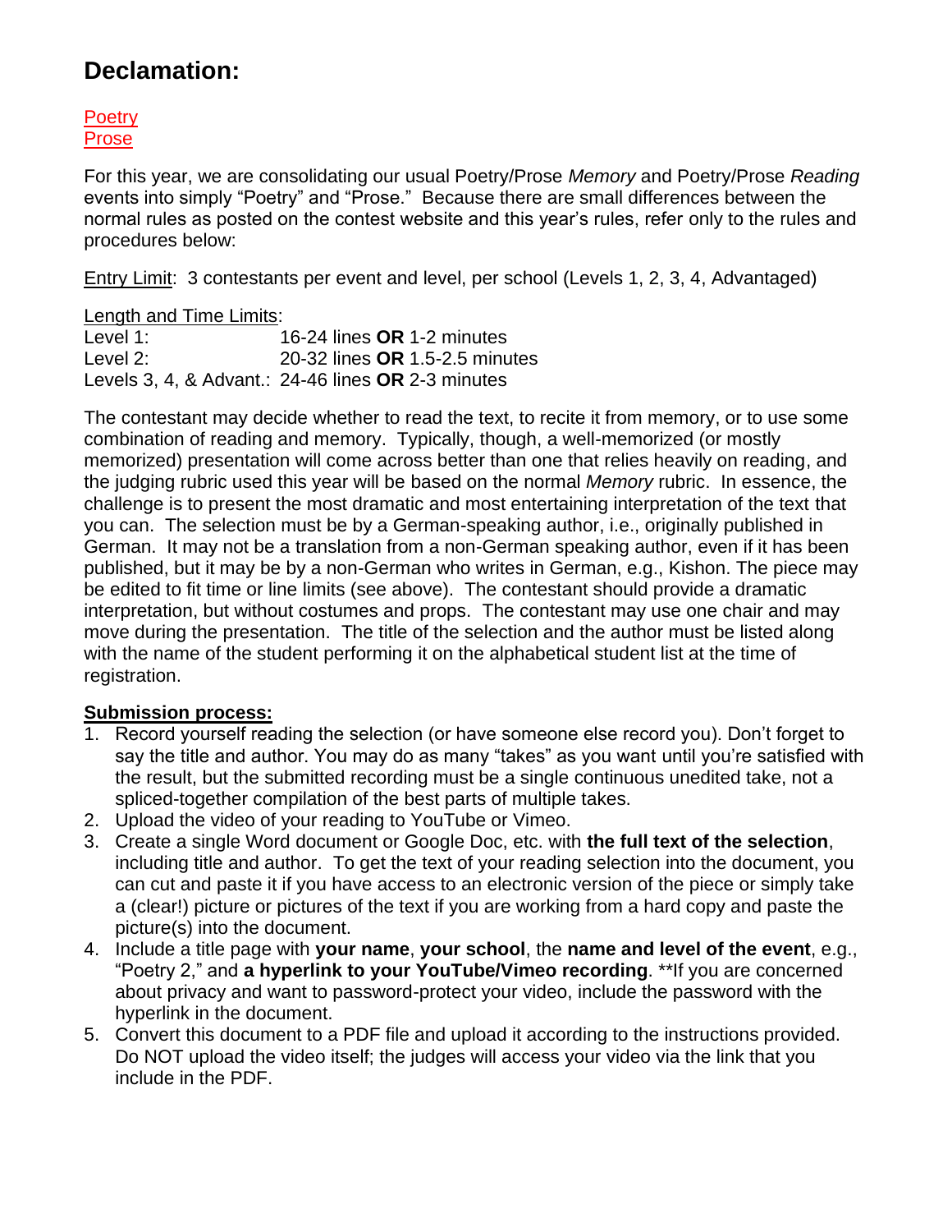# Declamation:

Poetry
Prose

For this year, we are consolidating our usual Poetry/Prose *Memory* and Poetry/Prose *Reading* events into simply "Poetry" and "Prose." Because there are small differences between the normal rules as posted on the contest website and this year's rules, refer only to the rules and procedures below:

Entry Limit: 3 contestants per event and level, per school (Levels 1, 2, 3, 4, Advantaged)

Length and Time Limits:

| | |
|---|---|
| Level 1: | 16-24 lines **OR** 1-2 minutes |
| Level 2: | 20-32 lines **OR** 1.5-2.5 minutes |
| Levels 3, 4, & Advant.: | 24-46 lines **OR** 2-3 minutes |

The contestant may decide whether to read the text, to recite it from memory, or to use some combination of reading and memory. Typically, though, a well-memorized (or mostly memorized) presentation will come across better than one that relies heavily on reading, and the judging rubric used this year will be based on the normal *Memory* rubric. In essence, the challenge is to present the most dramatic and most entertaining interpretation of the text that you can. The selection must be by a German-speaking author, i.e., originally published in German. It may not be a translation from a non-German speaking author, even if it has been published, but it may be by a non-German who writes in German, e.g., Kishon. The piece may be edited to fit time or line limits (see above). The contestant should provide a dramatic interpretation, but without costumes and props. The contestant may use one chair and may move during the presentation. The title of the selection and the author must be listed along with the name of the student performing it on the alphabetical student list at the time of registration.

**Submission process:**

1. Record yourself reading the selection (or have someone else record you). Don't forget to say the title and author. You may do as many "takes" as you want until you're satisfied with the result, but the submitted recording must be a single continuous unedited take, not a spliced-together compilation of the best parts of multiple takes.
2. Upload the video of your reading to YouTube or Vimeo.
3. Create a single Word document or Google Doc, etc. with **the full text of the selection**, including title and author. To get the text of your reading selection into the document, you can cut and paste it if you have access to an electronic version of the piece or simply take a (clear!) picture or pictures of the text if you are working from a hard copy and paste the picture(s) into the document.
4. Include a title page with **your name**, **your school**, the **name and level of the event**, e.g., "Poetry 2," and **a hyperlink to your YouTube/Vimeo recording**. **If you are concerned about privacy and want to password-protect your video, include the password with the hyperlink in the document.
5. Convert this document to a PDF file and upload it according to the instructions provided. Do NOT upload the video itself; the judges will access your video via the link that you include in the PDF.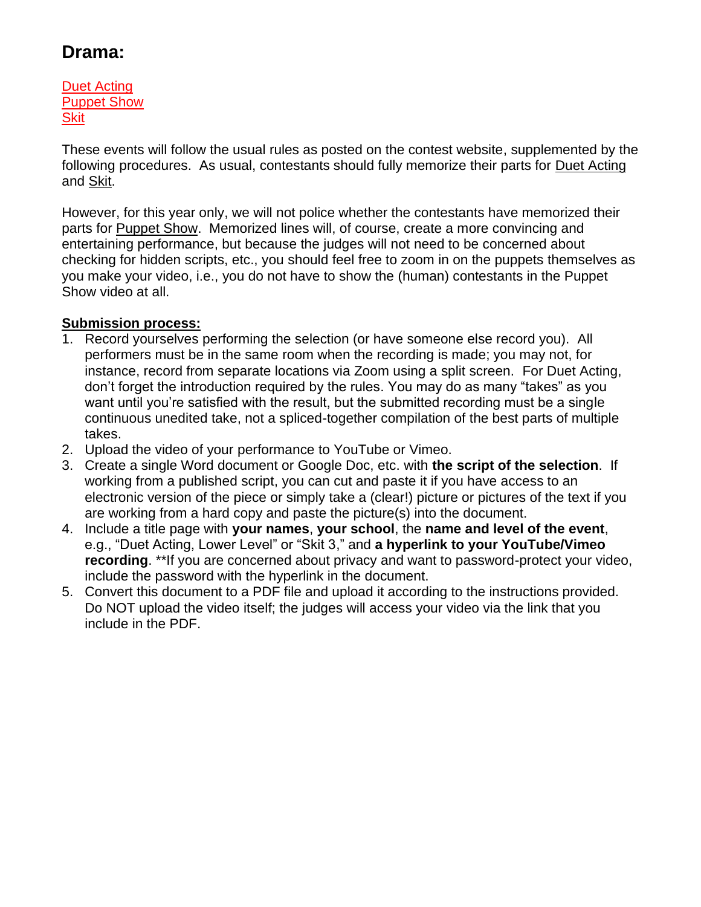# Drama:

Duet Acting
Puppet Show
Skit

These events will follow the usual rules as posted on the contest website, supplemented by the following procedures. As usual, contestants should fully memorize their parts for Duet Acting and Skit.

However, for this year only, we will not police whether the contestants have memorized their parts for Puppet Show. Memorized lines will, of course, create a more convincing and entertaining performance, but because the judges will not need to be concerned about checking for hidden scripts, etc., you should feel free to zoom in on the puppets themselves as you make your video, i.e., you do not have to show the (human) contestants in the Puppet Show video at all.

**Submission process:**

1. Record yourselves performing the selection (or have someone else record you). All performers must be in the same room when the recording is made; you may not, for instance, record from separate locations via Zoom using a split screen. For Duet Acting, don't forget the introduction required by the rules. You may do as many "takes" as you want until you're satisfied with the result, but the submitted recording must be a single continuous unedited take, not a spliced-together compilation of the best parts of multiple takes.
2. Upload the video of your performance to YouTube or Vimeo.
3. Create a single Word document or Google Doc, etc. with **the script of the selection**. If working from a published script, you can cut and paste it if you have access to an electronic version of the piece or simply take a (clear!) picture or pictures of the text if you are working from a hard copy and paste the picture(s) into the document.
4. Include a title page with **your names**, **your school**, the **name and level of the event**, e.g., "Duet Acting, Lower Level" or "Skit 3," and **a hyperlink to your YouTube/Vimeo recording**. **If you are concerned about privacy and want to password-protect your video, include the password with the hyperlink in the document.
5. Convert this document to a PDF file and upload it according to the instructions provided. Do NOT upload the video itself; the judges will access your video via the link that you include in the PDF.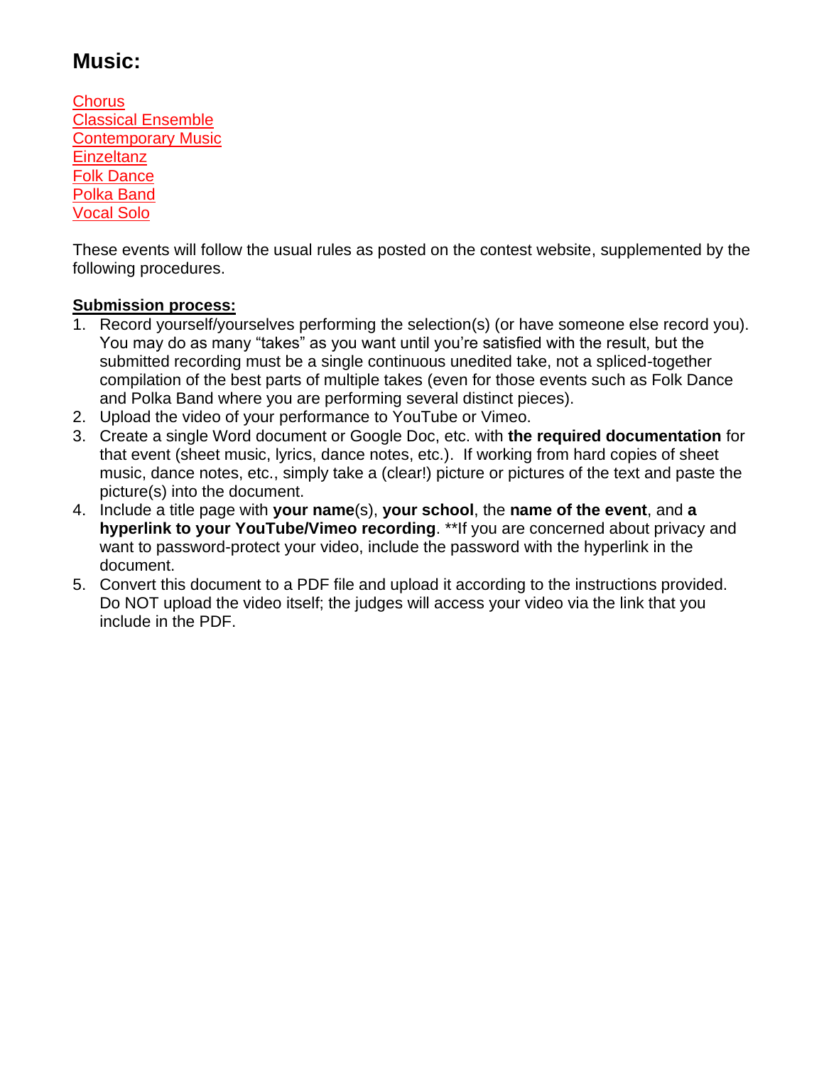## Music:

Chorus
Classical Ensemble
Contemporary Music
Einzeltanz
Folk Dance
Polka Band
Vocal Solo

These events will follow the usual rules as posted on the contest website, supplemented by the following procedures.

**Submission process:**

1. Record yourself/yourselves performing the selection(s) (or have someone else record you). You may do as many "takes" as you want until you're satisfied with the result, but the submitted recording must be a single continuous unedited take, not a spliced-together compilation of the best parts of multiple takes (even for those events such as Folk Dance and Polka Band where you are performing several distinct pieces).
2. Upload the video of your performance to YouTube or Vimeo.
3. Create a single Word document or Google Doc, etc. with **the required documentation** for that event (sheet music, lyrics, dance notes, etc.). If working from hard copies of sheet music, dance notes, etc., simply take a (clear!) picture or pictures of the text and paste the picture(s) into the document.
4. Include a title page with **your name**(s), **your school**, the **name of the event**, and **a hyperlink to your YouTube/Vimeo recording**. **If you are concerned about privacy and want to password-protect your video, include the password with the hyperlink in the document.
5. Convert this document to a PDF file and upload it according to the instructions provided. Do NOT upload the video itself; the judges will access your video via the link that you include in the PDF.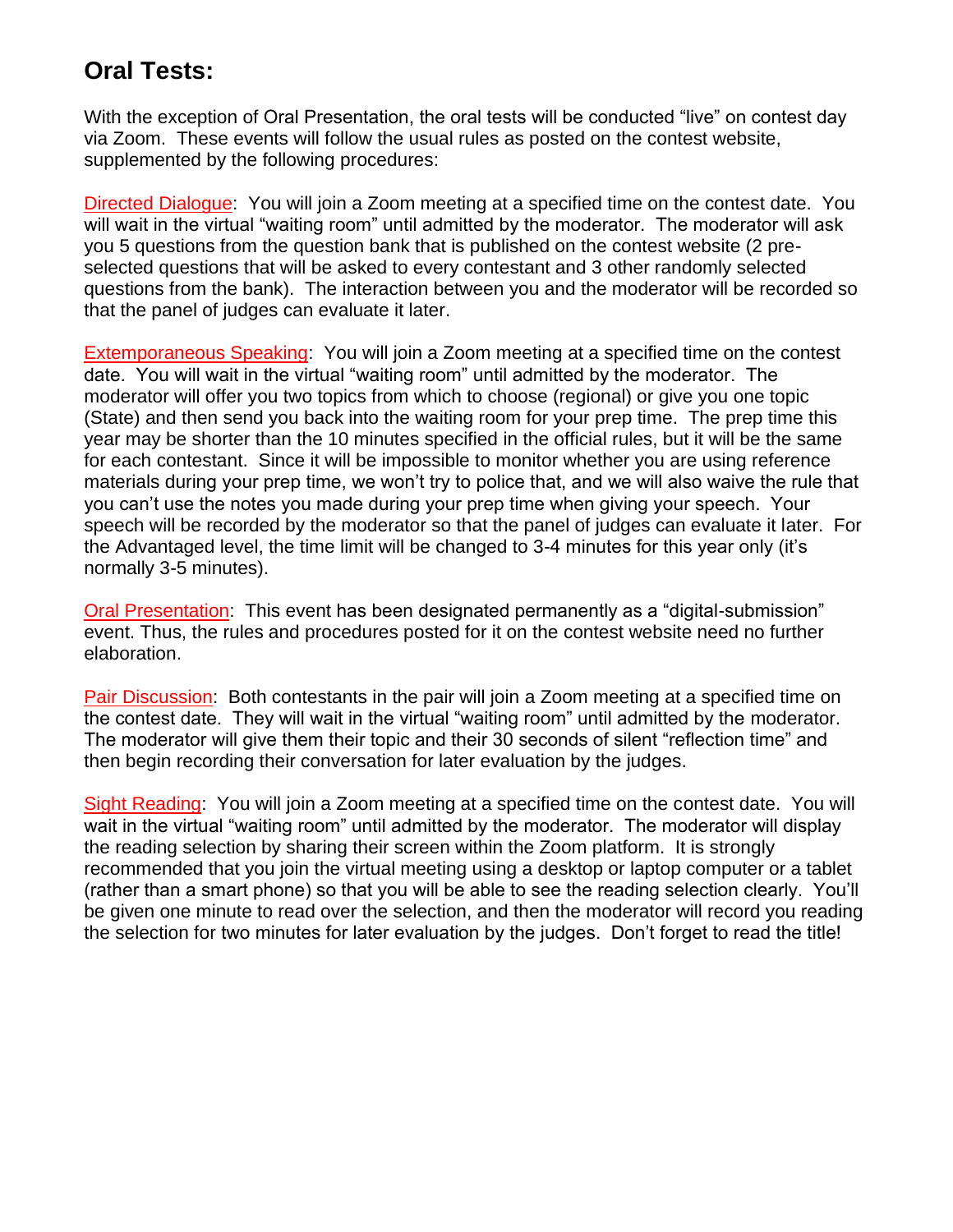## Oral Tests:

With the exception of Oral Presentation, the oral tests will be conducted "live" on contest day via Zoom. These events will follow the usual rules as posted on the contest website, supplemented by the following procedures:

Directed Dialogue: You will join a Zoom meeting at a specified time on the contest date. You will wait in the virtual "waiting room" until admitted by the moderator. The moderator will ask you 5 questions from the question bank that is published on the contest website (2 pre-selected questions that will be asked to every contestant and 3 other randomly selected questions from the bank). The interaction between you and the moderator will be recorded so that the panel of judges can evaluate it later.

Extemporaneous Speaking: You will join a Zoom meeting at a specified time on the contest date. You will wait in the virtual "waiting room" until admitted by the moderator. The moderator will offer you two topics from which to choose (regional) or give you one topic (State) and then send you back into the waiting room for your prep time. The prep time this year may be shorter than the 10 minutes specified in the official rules, but it will be the same for each contestant. Since it will be impossible to monitor whether you are using reference materials during your prep time, we won't try to police that, and we will also waive the rule that you can't use the notes you made during your prep time when giving your speech. Your speech will be recorded by the moderator so that the panel of judges can evaluate it later. For the Advantaged level, the time limit will be changed to 3-4 minutes for this year only (it's normally 3-5 minutes).

Oral Presentation: This event has been designated permanently as a "digital-submission" event. Thus, the rules and procedures posted for it on the contest website need no further elaboration.

Pair Discussion: Both contestants in the pair will join a Zoom meeting at a specified time on the contest date. They will wait in the virtual "waiting room" until admitted by the moderator. The moderator will give them their topic and their 30 seconds of silent "reflection time" and then begin recording their conversation for later evaluation by the judges.

Sight Reading: You will join a Zoom meeting at a specified time on the contest date. You will wait in the virtual "waiting room" until admitted by the moderator. The moderator will display the reading selection by sharing their screen within the Zoom platform. It is strongly recommended that you join the virtual meeting using a desktop or laptop computer or a tablet (rather than a smart phone) so that you will be able to see the reading selection clearly. You'll be given one minute to read over the selection, and then the moderator will record you reading the selection for two minutes for later evaluation by the judges. Don't forget to read the title!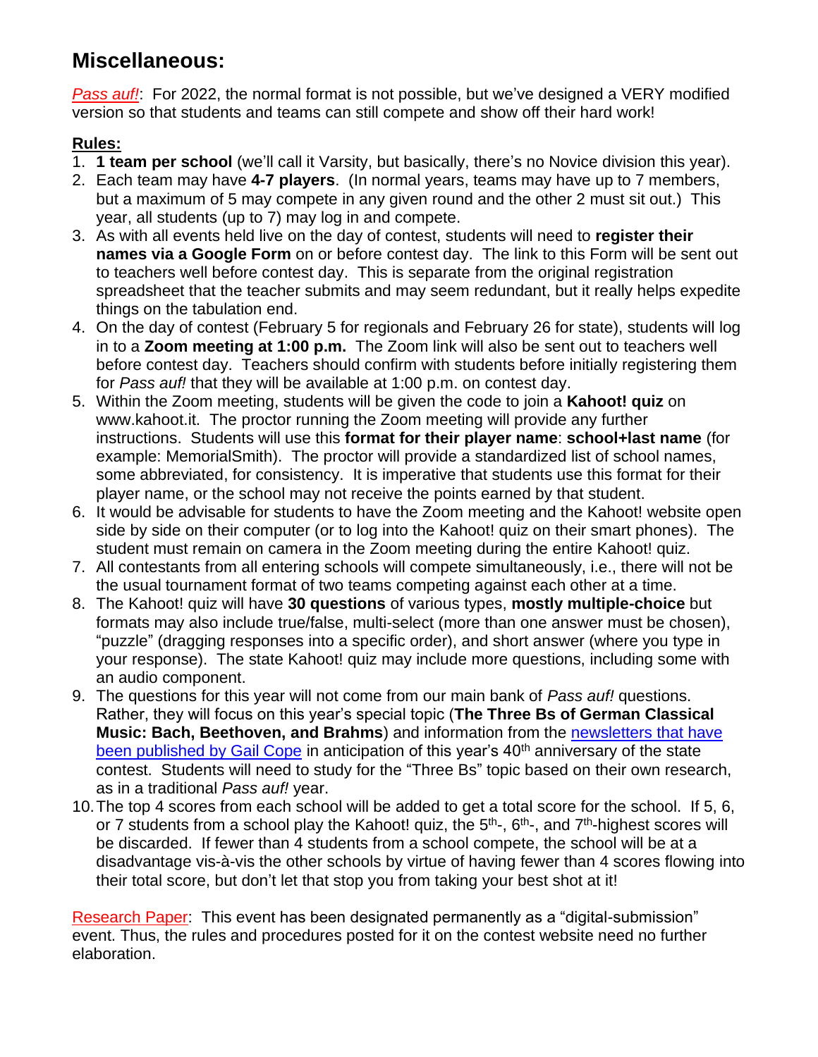## Miscellaneous:

*Pass auf!*: For 2022, the normal format is not possible, but we've designed a VERY modified version so that students and teams can still compete and show off their hard work!

**Rules:**

1. **1 team per school** (we'll call it Varsity, but basically, there's no Novice division this year).
2. Each team may have **4-7 players**. (In normal years, teams may have up to 7 members, but a maximum of 5 may compete in any given round and the other 2 must sit out.) This year, all students (up to 7) may log in and compete.
3. As with all events held live on the day of contest, students will need to **register their names via a Google Form** on or before contest day. The link to this Form will be sent out to teachers well before contest day. This is separate from the original registration spreadsheet that the teacher submits and may seem redundant, but it really helps expedite things on the tabulation end.
4. On the day of contest (February 5 for regionals and February 26 for state), students will log in to a **Zoom meeting at 1:00 p.m.** The Zoom link will also be sent out to teachers well before contest day. Teachers should confirm with students before initially registering them for *Pass auf!* that they will be available at 1:00 p.m. on contest day.
5. Within the Zoom meeting, students will be given the code to join a **Kahoot! quiz** on www.kahoot.it. The proctor running the Zoom meeting will provide any further instructions. Students will use this **format for their player name**: **school+last name** (for example: MemorialSmith). The proctor will provide a standardized list of school names, some abbreviated, for consistency. It is imperative that students use this format for their player name, or the school may not receive the points earned by that student.
6. It would be advisable for students to have the Zoom meeting and the Kahoot! website open side by side on their computer (or to log into the Kahoot! quiz on their smart phones). The student must remain on camera in the Zoom meeting during the entire Kahoot! quiz.
7. All contestants from all entering schools will compete simultaneously, i.e., there will not be the usual tournament format of two teams competing against each other at a time.
8. The Kahoot! quiz will have **30 questions** of various types, **mostly multiple-choice** but formats may also include true/false, multi-select (more than one answer must be chosen), "puzzle" (dragging responses into a specific order), and short answer (where you type in your response). The state Kahoot! quiz may include more questions, including some with an audio component.
9. The questions for this year will not come from our main bank of *Pass auf!* questions. Rather, they will focus on this year's special topic (**The Three Bs of German Classical Music: Bach, Beethoven, and Brahms**) and information from the newsletters that have been published by Gail Cope in anticipation of this year's 40th anniversary of the state contest. Students will need to study for the "Three Bs" topic based on their own research, as in a traditional *Pass auf!* year.
10. The top 4 scores from each school will be added to get a total score for the school. If 5, 6, or 7 students from a school play the Kahoot! quiz, the 5th-, 6th-, and 7th-highest scores will be discarded. If fewer than 4 students from a school compete, the school will be at a disadvantage vis-à-vis the other schools by virtue of having fewer than 4 scores flowing into their total score, but don't let that stop you from taking your best shot at it!

Research Paper: This event has been designated permanently as a "digital-submission" event. Thus, the rules and procedures posted for it on the contest website need no further elaboration.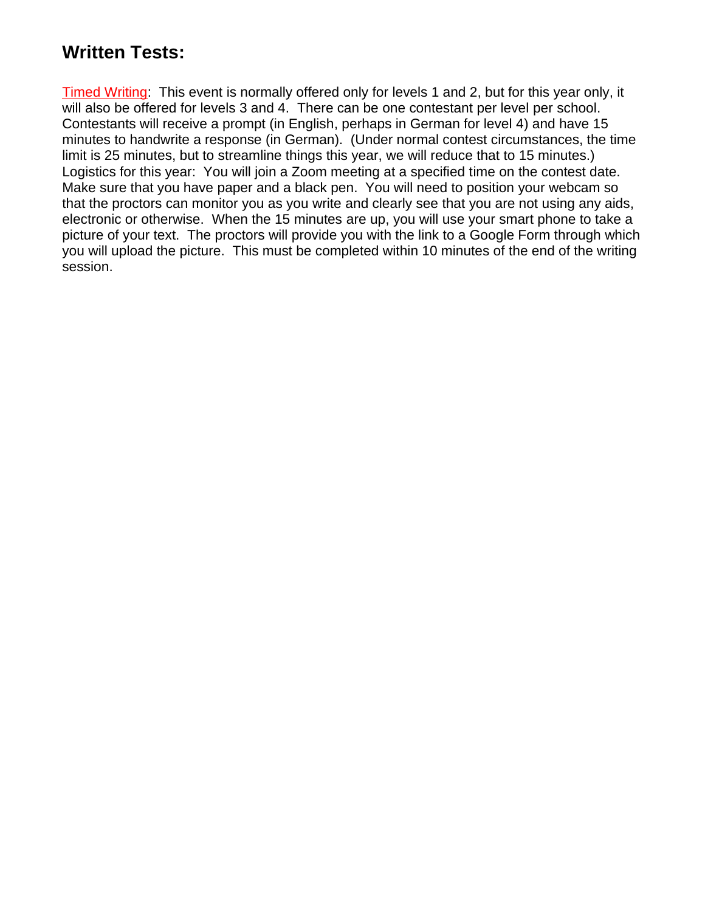## Written Tests:

Timed Writing: This event is normally offered only for levels 1 and 2, but for this year only, it will also be offered for levels 3 and 4. There can be one contestant per level per school. Contestants will receive a prompt (in English, perhaps in German for level 4) and have 15 minutes to handwrite a response (in German). (Under normal contest circumstances, the time limit is 25 minutes, but to streamline things this year, we will reduce that to 15 minutes.) Logistics for this year: You will join a Zoom meeting at a specified time on the contest date. Make sure that you have paper and a black pen. You will need to position your webcam so that the proctors can monitor you as you write and clearly see that you are not using any aids, electronic or otherwise. When the 15 minutes are up, you will use your smart phone to take a picture of your text. The proctors will provide you with the link to a Google Form through which you will upload the picture. This must be completed within 10 minutes of the end of the writing session.